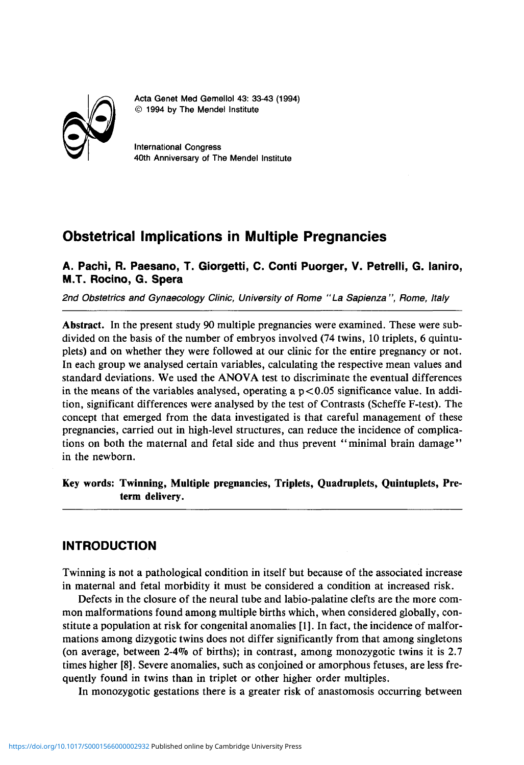Acta Genet Med Gemellol 43: 33-43 (1994)
© 1994 by The Mendel Institute

International Congress
40th Anniversary of The Mendel Institute

# Obstetrical Implications in Multiple Pregnancies

**A. Pachì, R. Paesano, T. Giorgetti, C. Conti Puorger, V. Petrelli, G. Ianiro, M.T. Rocino, G. Spera**

*2nd Obstetrics and Gynaecology Clinic, University of Rome "La Sapienza", Rome, Italy*

**Abstract.** In the present study 90 multiple pregnancies were examined. These were subdivided on the basis of the number of embryos involved (74 twins, 10 triplets, 6 quintuplets) and on whether they were followed at our clinic for the entire pregnancy or not. In each group we analysed certain variables, calculating the respective mean values and standard deviations. We used the ANOVA test to discriminate the eventual differences in the means of the variables analysed, operating a $p<0.05$ significance value. In addition, significant differences were analysed by the test of Contrasts (Scheffe F-test). The concept that emerged from the data investigated is that careful management of these pregnancies, carried out in high-level structures, can reduce the incidence of complications on both the maternal and fetal side and thus prevent "minimal brain damage" in the newborn.

**Key words: Twinning, Multiple pregnancies, Triplets, Quadruplets, Quintuplets, Preterm delivery.**

## INTRODUCTION

Twinning is not a pathological condition in itself but because of the associated increase in maternal and fetal morbidity it must be considered a condition at increased risk.

Defects in the closure of the neural tube and labio-palatine clefts are the more common malformations found among multiple births which, when considered globally, constitute a population at risk for congenital anomalies [1]. In fact, the incidence of malformations among dizygotic twins does not differ significantly from that among singletons (on average, between 2-4% of births); in contrast, among monozygotic twins it is 2.7 times higher [8]. Severe anomalies, such as conjoined or amorphous fetuses, are less frequently found in twins than in triplet or other higher order multiples.

In monozygotic gestations there is a greater risk of anastomosis occurring between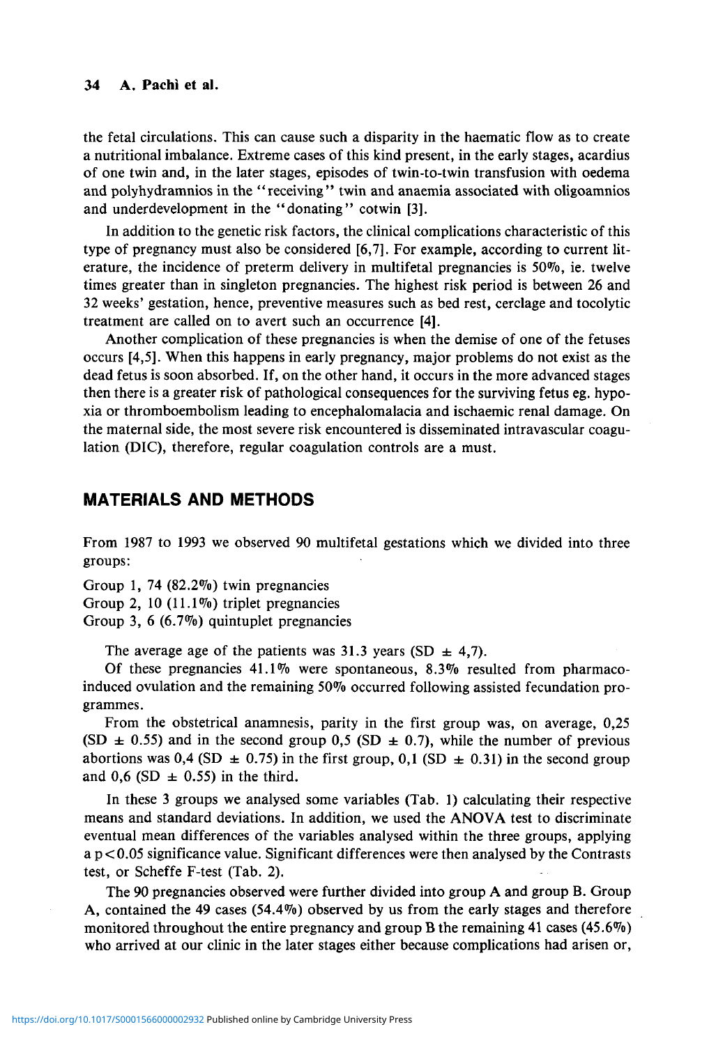the fetal circulations. This can cause such a disparity in the haematic flow as to create a nutritional imbalance. Extreme cases of this kind present, in the early stages, acardius of one twin and, in the later stages, episodes of twin-to-twin transfusion with oedema and polyhydramnios in the "receiving" twin and anaemia associated with oligoamnios and underdevelopment in the "donating" cotwin [3].

In addition to the genetic risk factors, the clinical complications characteristic of this type of pregnancy must also be considered [6,7]. For example, according to current literature, the incidence of preterm delivery in multifetal pregnancies is 50%, ie. twelve times greater than in singleton pregnancies. The highest risk period is between 26 and 32 weeks' gestation, hence, preventive measures such as bed rest, cerclage and tocolytic treatment are called on to avert such an occurrence [4].

Another complication of these pregnancies is when the demise of one of the fetuses occurs [4,5]. When this happens in early pregnancy, major problems do not exist as the dead fetus is soon absorbed. If, on the other hand, it occurs in the more advanced stages then there is a greater risk of pathological consequences for the surviving fetus eg. hypoxia or thromboembolism leading to encephalomalacia and ischaemic renal damage. On the maternal side, the most severe risk encountered is disseminated intravascular coagulation (DIC), therefore, regular coagulation controls are a must.

## MATERIALS AND METHODS

From 1987 to 1993 we observed 90 multifetal gestations which we divided into three groups:

Group 1, 74 (82.2%) twin pregnancies
Group 2, 10 (11.1%) triplet pregnancies
Group 3, 6 (6.7%) quintuplet pregnancies

The average age of the patients was 31.3 years (SD ± 4,7).

Of these pregnancies 41.1% were spontaneous, 8.3% resulted from pharmaco-induced ovulation and the remaining 50% occurred following assisted fecundation programmes.

From the obstetrical anamnesis, parity in the first group was, on average, 0,25 (SD ± 0.55) and in the second group 0,5 (SD ± 0.7), while the number of previous abortions was 0,4 (SD ± 0.75) in the first group, 0,1 (SD ± 0.31) in the second group and 0,6 (SD ± 0.55) in the third.

In these 3 groups we analysed some variables (Tab. 1) calculating their respective means and standard deviations. In addition, we used the ANOVA test to discriminate eventual mean differences of the variables analysed within the three groups, applying a $p < 0.05$ significance value. Significant differences were then analysed by the Contrasts test, or Scheffe F-test (Tab. 2).

The 90 pregnancies observed were further divided into group A and group B. Group A, contained the 49 cases (54.4%) observed by us from the early stages and therefore monitored throughout the entire pregnancy and group B the remaining 41 cases (45.6%) who arrived at our clinic in the later stages either because complications had arisen or,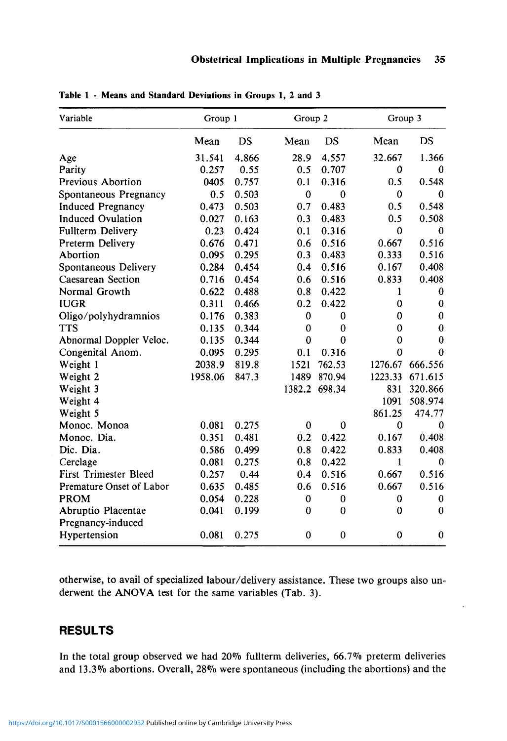Table 1 - Means and Standard Deviations in Groups 1, 2 and 3

| Variable | Group 1 | | Group 2 | | Group 3 | |
|---|---|---|---|---|---|---|
| | Mean | DS | Mean | DS | Mean | DS |
| Age | 31.541 | 4.866 | 28.9 | 4.557 | 32.667 | 1.366 |
| Parity | 0.257 | 0.55 | 0.5 | 0.707 | 0 | 0 |
| Previous Abortion | 0405 | 0.757 | 0.1 | 0.316 | 0.5 | 0.548 |
| Spontaneous Pregnancy | 0.5 | 0.503 | 0 | 0 | 0 | 0 |
| Induced Pregnancy | 0.473 | 0.503 | 0.7 | 0.483 | 0.5 | 0.548 |
| Induced Ovulation | 0.027 | 0.163 | 0.3 | 0.483 | 0.5 | 0.508 |
| Fullterm Delivery | 0.23 | 0.424 | 0.1 | 0.316 | 0 | 0 |
| Preterm Delivery | 0.676 | 0.471 | 0.6 | 0.516 | 0.667 | 0.516 |
| Abortion | 0.095 | 0.295 | 0.3 | 0.483 | 0.333 | 0.516 |
| Spontaneous Delivery | 0.284 | 0.454 | 0.4 | 0.516 | 0.167 | 0.408 |
| Caesarean Section | 0.716 | 0.454 | 0.6 | 0.516 | 0.833 | 0.408 |
| Normal Growth | 0.622 | 0.488 | 0.8 | 0.422 | 1 | 0 |
| IUGR | 0.311 | 0.466 | 0.2 | 0.422 | 0 | 0 |
| Oligo/polyhydramnios | 0.176 | 0.383 | 0 | 0 | 0 | 0 |
| TTS | 0.135 | 0.344 | 0 | 0 | 0 | 0 |
| Abnormal Doppler Veloc. | 0.135 | 0.344 | 0 | 0 | 0 | 0 |
| Congenital Anom. | 0.095 | 0.295 | 0.1 | 0.316 | 0 | 0 |
| Weight 1 | 2038.9 | 819.8 | 1521 | 762.53 | 1276.67 | 666.556 |
| Weight 2 | 1958.06 | 847.3 | 1489 | 870.94 | 1223.33 | 671.615 |
| Weight 3 | | | 1382.2 | 698.34 | 831 | 320.866 |
| Weight 4 | | | | | 1091 | 508.974 |
| Weight 5 | | | | | 861.25 | 474.77 |
| Monoc. Monoa | 0.081 | 0.275 | 0 | 0 | 0 | 0 |
| Monoc. Dia. | 0.351 | 0.481 | 0.2 | 0.422 | 0.167 | 0.408 |
| Dic. Dia. | 0.586 | 0.499 | 0.8 | 0.422 | 0.833 | 0.408 |
| Cerclage | 0.081 | 0.275 | 0.8 | 0.422 | 1 | 0 |
| First Trimester Bleed | 0.257 | 0.44 | 0.4 | 0.516 | 0.667 | 0.516 |
| Premature Onset of Labor | 0.635 | 0.485 | 0.6 | 0.516 | 0.667 | 0.516 |
| PROM | 0.054 | 0.228 | 0 | 0 | 0 | 0 |
| Abruptio Placentae | 0.041 | 0.199 | 0 | 0 | 0 | 0 |
| Pregnancy-induced Hypertension | 0.081 | 0.275 | 0 | 0 | 0 | 0 |

otherwise, to avail of specialized labour/delivery assistance. These two groups also underwent the ANOVA test for the same variables (Tab. 3).

## RESULTS

In the total group observed we had 20% fullterm deliveries, 66.7% preterm deliveries and 13.3% abortions. Overall, 28% were spontaneous (including the abortions) and the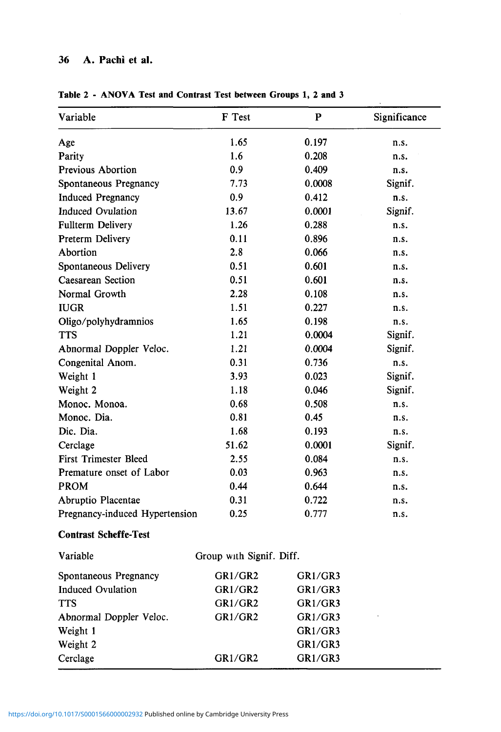**Table 2 - ANOVA Test and Contrast Test between Groups 1, 2 and 3**

| Variable | F Test | P | Significance |
|---|---|---|---|
| Age | 1.65 | 0.197 | n.s. |
| Parity | 1.6 | 0.208 | n.s. |
| Previous Abortion | 0.9 | 0.409 | n.s. |
| Spontaneous Pregnancy | 7.73 | 0.0008 | Signif. |
| Induced Pregnancy | 0.9 | 0.412 | n.s. |
| Induced Ovulation | 13.67 | 0.0001 | Signif. |
| Fullterm Delivery | 1.26 | 0.288 | n.s. |
| Preterm Delivery | 0.11 | 0.896 | n.s. |
| Abortion | 2.8 | 0.066 | n.s. |
| Spontaneous Delivery | 0.51 | 0.601 | n.s. |
| Caesarean Section | 0.51 | 0.601 | n.s. |
| Normal Growth | 2.28 | 0.108 | n.s. |
| IUGR | 1.51 | 0.227 | n.s. |
| Oligo/polyhydramnios | 1.65 | 0.198 | n.s. |
| TTS | 1.21 | 0.0004 | Signif. |
| Abnormal Doppler Veloc. | 1.21 | 0.0004 | Signif. |
| Congenital Anom. | 0.31 | 0.736 | n.s. |
| Weight 1 | 3.93 | 0.023 | Signif. |
| Weight 2 | 1.18 | 0.046 | Signif. |
| Monoc. Monoa. | 0.68 | 0.508 | n.s. |
| Monoc. Dia. | 0.81 | 0.45 | n.s. |
| Dic. Dia. | 1.68 | 0.193 | n.s. |
| Cerclage | 51.62 | 0.0001 | Signif. |
| First Trimester Bleed | 2.55 | 0.084 | n.s. |
| Premature onset of Labor | 0.03 | 0.963 | n.s. |
| PROM | 0.44 | 0.644 | n.s. |
| Abruptio Placentae | 0.31 | 0.722 | n.s. |
| Pregnancy-induced Hypertension | 0.25 | 0.777 | n.s. |

**Contrast Scheffe-Test**

| Variable | Group with Signif. Diff. | |
|---|---|---|
| Spontaneous Pregnancy | GR1/GR2 | GR1/GR3 |
| Induced Ovulation | GR1/GR2 | GR1/GR3 |
| TTS | GR1/GR2 | GR1/GR3 |
| Abnormal Doppler Veloc. | GR1/GR2 | GR1/GR3 |
| Weight 1 | | GR1/GR3 |
| Weight 2 | | GR1/GR3 |
| Cerclage | GR1/GR2 | GR1/GR3 |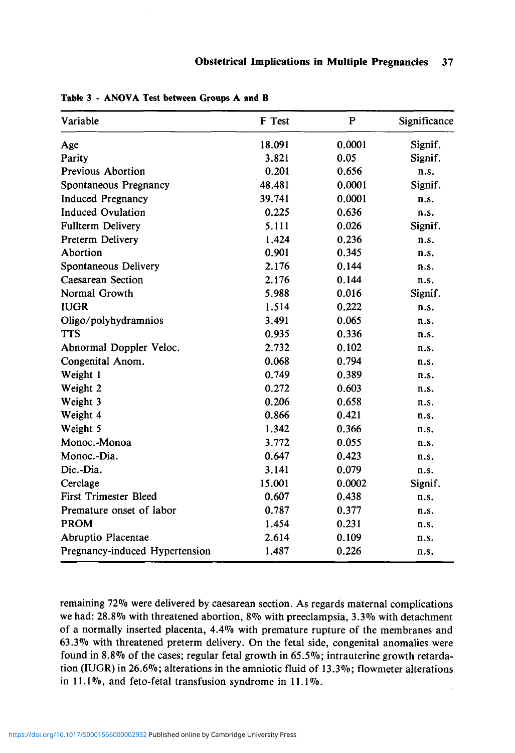Table 3 - ANOVA Test between Groups A and B

| Variable | F Test | P | Significance |
|---|---|---|---|
| Age | 18.091 | 0.0001 | Signif. |
| Parity | 3.821 | 0.05 | Signif. |
| Previous Abortion | 0.201 | 0.656 | n.s. |
| Spontaneous Pregnancy | 48.481 | 0.0001 | Signif. |
| Induced Pregnancy | 39.741 | 0.0001 | n.s. |
| Induced Ovulation | 0.225 | 0.636 | n.s. |
| Fullterm Delivery | 5.111 | 0.026 | Signif. |
| Preterm Delivery | 1.424 | 0.236 | n.s. |
| Abortion | 0.901 | 0.345 | n.s. |
| Spontaneous Delivery | 2.176 | 0.144 | n.s. |
| Caesarean Section | 2.176 | 0.144 | n.s. |
| Normal Growth | 5.988 | 0.016 | Signif. |
| IUGR | 1.514 | 0.222 | n.s. |
| Oligo/polyhydramnios | 3.491 | 0.065 | n.s. |
| TTS | 0.935 | 0.336 | n.s. |
| Abnormal Doppler Veloc. | 2.732 | 0.102 | n.s. |
| Congenital Anom. | 0.068 | 0.794 | n.s. |
| Weight 1 | 0.749 | 0.389 | n.s. |
| Weight 2 | 0.272 | 0.603 | n.s. |
| Weight 3 | 0.206 | 0.658 | n.s. |
| Weight 4 | 0.866 | 0.421 | n.s. |
| Weight 5 | 1.342 | 0.366 | n.s. |
| Monoc.-Monoa | 3.772 | 0.055 | n.s. |
| Monoc.-Dia. | 0.647 | 0.423 | n.s. |
| Dic.-Dia. | 3.141 | 0.079 | n.s. |
| Cerclage | 15.001 | 0.0002 | Signif. |
| First Trimester Bleed | 0.607 | 0.438 | n.s. |
| Premature onset of labor | 0.787 | 0.377 | n.s. |
| PROM | 1.454 | 0.231 | n.s. |
| Abruptio Placentae | 2.614 | 0.109 | n.s. |
| Pregnancy-induced Hypertension | 1.487 | 0.226 | n.s. |

remaining 72% were delivered by caesarean section. As regards maternal complications we had: 28.8% with threatened abortion, 8% with preeclampsia, 3.3% with detachment of a normally inserted placenta, 4.4% with premature rupture of the membranes and 63.3% with threatened preterm delivery. On the fetal side, congenital anomalies were found in 8.8% of the cases; regular fetal growth in 65.5%; intrauterine growth retardation (IUGR) in 26.6%; alterations in the amniotic fluid of 13.3%; flowmeter alterations in 11.1%, and feto-fetal transfusion syndrome in 11.1%.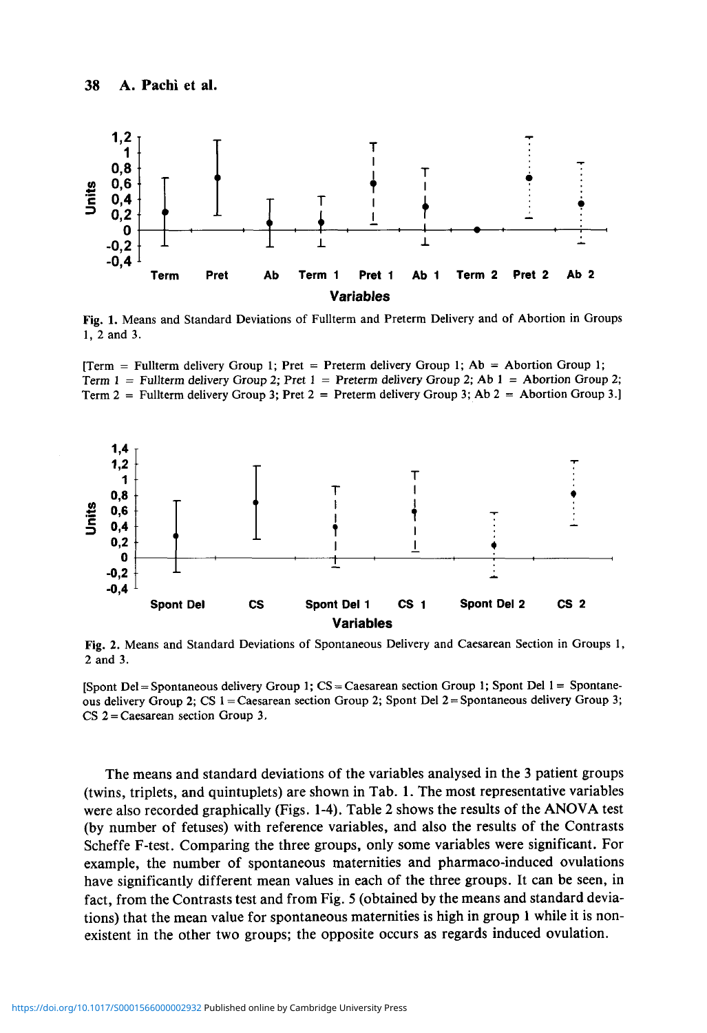Fig. 1. Means and Standard Deviations of Fullterm and Preterm Delivery and of Abortion in Groups 1, 2 and 3.

[Term = Fullterm delivery Group 1; Pret = Preterm delivery Group 1; Ab = Abortion Group 1; Term 1 = Fullterm delivery Group 2; Pret 1 = Preterm delivery Group 2; Ab 1 = Abortion Group 2; Term 2 = Fullterm delivery Group 3; Pret 2 = Preterm delivery Group 3; Ab 2 = Abortion Group 3.]

Fig. 2. Means and Standard Deviations of Spontaneous Delivery and Caesarean Section in Groups 1, 2 and 3.

[Spont Del = Spontaneous delivery Group 1; CS = Caesarean section Group 1; Spont Del 1 = Spontaneous delivery Group 2; CS 1 = Caesarean section Group 2; Spont Del 2 = Spontaneous delivery Group 3; CS 2 = Caesarean section Group 3.

The means and standard deviations of the variables analysed in the 3 patient groups (twins, triplets, and quintuplets) are shown in Tab. 1. The most representative variables were also recorded graphically (Figs. 1-4). Table 2 shows the results of the ANOVA test (by number of fetuses) with reference variables, and also the results of the Contrasts Scheffe F-test. Comparing the three groups, only some variables were significant. For example, the number of spontaneous maternities and pharmaco-induced ovulations have significantly different mean values in each of the three groups. It can be seen, in fact, from the Contrasts test and from Fig. 5 (obtained by the means and standard deviations) that the mean value for spontaneous maternities is high in group 1 while it is nonexistent in the other two groups; the opposite occurs as regards induced ovulation.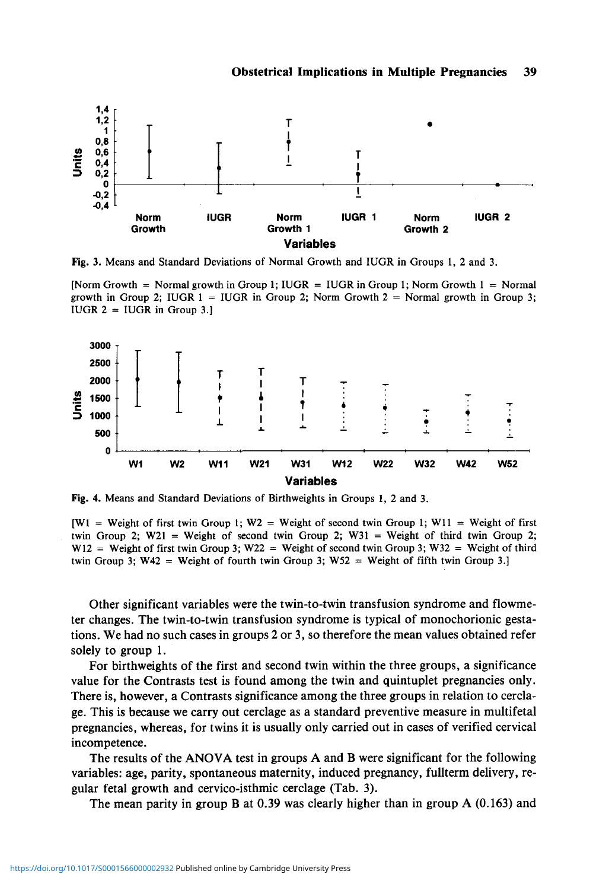Fig. 3. Means and Standard Deviations of Normal Growth and IUGR in Groups 1, 2 and 3.

[Norm Growth = Normal growth in Group 1; IUGR = IUGR in Group 1; Norm Growth 1 = Normal growth in Group 2; IUGR 1 = IUGR in Group 2; Norm Growth 2 = Normal growth in Group 3; IUGR 2 = IUGR in Group 3.]

Fig. 4. Means and Standard Deviations of Birthweights in Groups 1, 2 and 3.

[W1 = Weight of first twin Group 1; W2 = Weight of second twin Group 1; W11 = Weight of first twin Group 2; W21 = Weight of second twin Group 2; W31 = Weight of third twin Group 2; W12 = Weight of first twin Group 3; W22 = Weight of second twin Group 3; W32 = Weight of third twin Group 3; W42 = Weight of fourth twin Group 3; W52 = Weight of fifth twin Group 3.]

Other significant variables were the twin-to-twin transfusion syndrome and flowmeter changes. The twin-to-twin transfusion syndrome is typical of monochorionic gestations. We had no such cases in groups 2 or 3, so therefore the mean values obtained refer solely to group 1.

For birthweights of the first and second twin within the three groups, a significance value for the Contrasts test is found among the twin and quintuplet pregnancies only. There is, however, a Contrasts significance among the three groups in relation to cerclage. This is because we carry out cerclage as a standard preventive measure in multifetal pregnancies, whereas, for twins it is usually only carried out in cases of verified cervical incompetence.

The results of the ANOVA test in groups A and B were significant for the following variables: age, parity, spontaneous maternity, induced pregnancy, fullterm delivery, regular fetal growth and cervico-isthmic cerclage (Tab. 3).

The mean parity in group B at 0.39 was clearly higher than in group A (0.163) and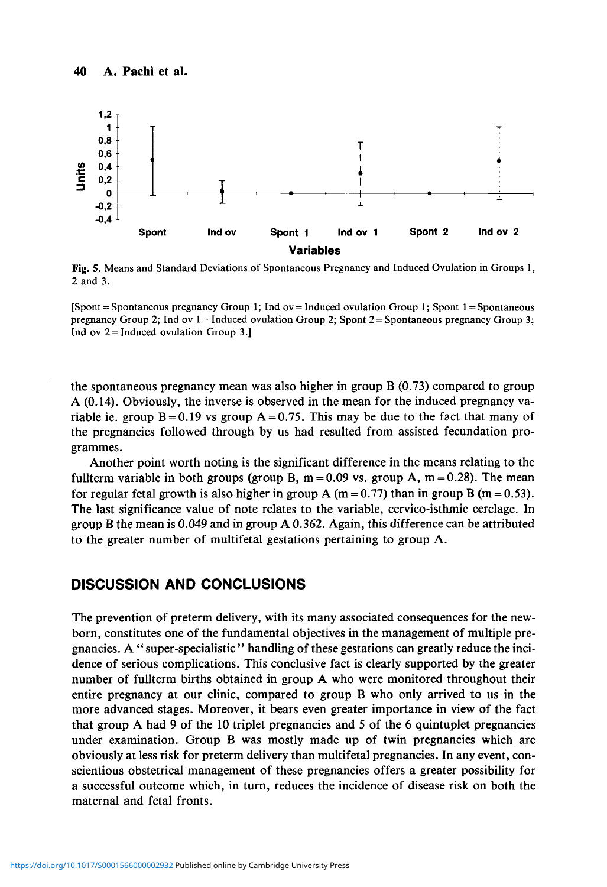Fig. 5. Means and Standard Deviations of Spontaneous Pregnancy and Induced Ovulation in Groups 1, 2 and 3.

[Spont = Spontaneous pregnancy Group 1; Ind ov = Induced ovulation Group 1; Spont 1 = Spontaneous pregnancy Group 2; Ind ov 1 = Induced ovulation Group 2; Spont 2 = Spontaneous pregnancy Group 3; Ind ov 2 = Induced ovulation Group 3.]

the spontaneous pregnancy mean was also higher in group B (0.73) compared to group A (0.14). Obviously, the inverse is observed in the mean for the induced pregnancy variable ie. group B = 0.19 vs group A = 0.75. This may be due to the fact that many of the pregnancies followed through by us had resulted from assisted fecundation programmes.

Another point worth noting is the significant difference in the means relating to the fullterm variable in both groups (group B, m = 0.09 vs. group A, m = 0.28). The mean for regular fetal growth is also higher in group A (m = 0.77) than in group B (m = 0.53). The last significance value of note relates to the variable, cervico-isthmic cerclage. In group B the mean is 0.049 and in group A 0.362. Again, this difference can be attributed to the greater number of multifetal gestations pertaining to group A.

## DISCUSSION AND CONCLUSIONS

The prevention of preterm delivery, with its many associated consequences for the newborn, constitutes one of the fundamental objectives in the management of multiple pregnancies. A "super-specialistic" handling of these gestations can greatly reduce the incidence of serious complications. This conclusive fact is clearly supported by the greater number of fullterm births obtained in group A who were monitored throughout their entire pregnancy at our clinic, compared to group B who only arrived to us in the more advanced stages. Moreover, it bears even greater importance in view of the fact that group A had 9 of the 10 triplet pregnancies and 5 of the 6 quintuplet pregnancies under examination. Group B was mostly made up of twin pregnancies which are obviously at less risk for preterm delivery than multifetal pregnancies. In any event, conscientious obstetrical management of these pregnancies offers a greater possibility for a successful outcome which, in turn, reduces the incidence of disease risk on both the maternal and fetal fronts.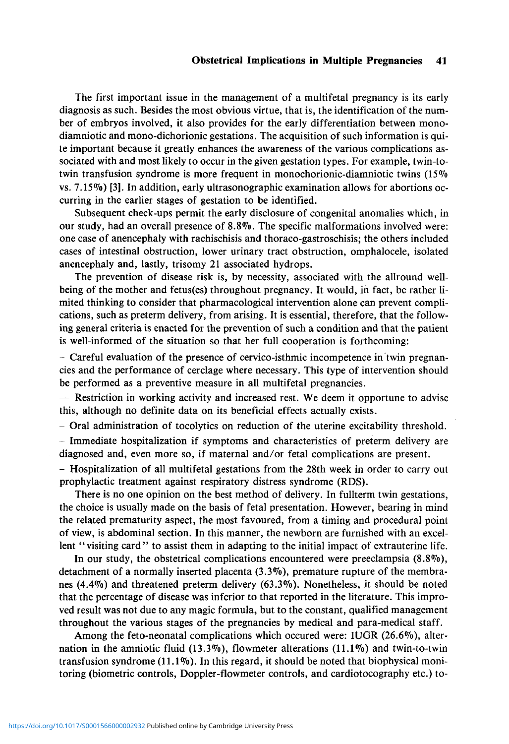The first important issue in the management of a multifetal pregnancy is its early diagnosis as such. Besides the most obvious virtue, that is, the identification of the number of embryos involved, it also provides for the early differentiation between mono-diamniotic and mono-dichorionic gestations. The acquisition of such information is quite important because it greatly enhances the awareness of the various complications associated with and most likely to occur in the given gestation types. For example, twin-to-twin transfusion syndrome is more frequent in monochorionic-diamniotic twins (15% vs. 7.15%) [3]. In addition, early ultrasonographic examination allows for abortions occurring in the earlier stages of gestation to be identified.

Subsequent check-ups permit the early disclosure of congenital anomalies which, in our study, had an overall presence of 8.8%. The specific malformations involved were: one case of anencephaly with rachischisis and thoraco-gastroschisis; the others included cases of intestinal obstruction, lower urinary tract obstruction, omphalocele, isolated anencephaly and, lastly, trisomy 21 associated hydrops.

The prevention of disease risk is, by necessity, associated with the allround well-being of the mother and fetus(es) throughout pregnancy. It would, in fact, be rather limited thinking to consider that pharmacological intervention alone can prevent complications, such as preterm delivery, from arising. It is essential, therefore, that the following general criteria is enacted for the prevention of such a condition and that the patient is well-informed of the situation so that her full cooperation is forthcoming:

- Careful evaluation of the presence of cervico-isthmic incompetence in twin pregnancies and the performance of cerclage where necessary. This type of intervention should be performed as a preventive measure in all multifetal pregnancies.
- Restriction in working activity and increased rest. We deem it opportune to advise this, although no definite data on its beneficial effects actually exists.
- Oral administration of tocolytics on reduction of the uterine excitability threshold.
- Immediate hospitalization if symptoms and characteristics of preterm delivery are diagnosed and, even more so, if maternal and/or fetal complications are present.
- Hospitalization of all multifetal gestations from the 28th week in order to carry out prophylactic treatment against respiratory distress syndrome (RDS).

There is no one opinion on the best method of delivery. In fullterm twin gestations, the choice is usually made on the basis of fetal presentation. However, bearing in mind the related prematurity aspect, the most favoured, from a timing and procedural point of view, is abdominal section. In this manner, the newborn are furnished with an excellent "visiting card" to assist them in adapting to the initial impact of extrauterine life.

In our study, the obstetrical complications encountered were preeclampsia (8.8%), detachment of a normally inserted placenta (3.3%), premature rupture of the membranes (4.4%) and threatened preterm delivery (63.3%). Nonetheless, it should be noted that the percentage of disease was inferior to that reported in the literature. This improved result was not due to any magic formula, but to the constant, qualified management throughout the various stages of the pregnancies by medical and para-medical staff.

Among the feto-neonatal complications which occured were: IUGR (26.6%), alternation in the amniotic fluid (13.3%), flowmeter alterations (11.1%) and twin-to-twin transfusion syndrome (11.1%). In this regard, it should be noted that biophysical monitoring (biometric controls, Doppler-flowmeter controls, and cardiotocography etc.) to-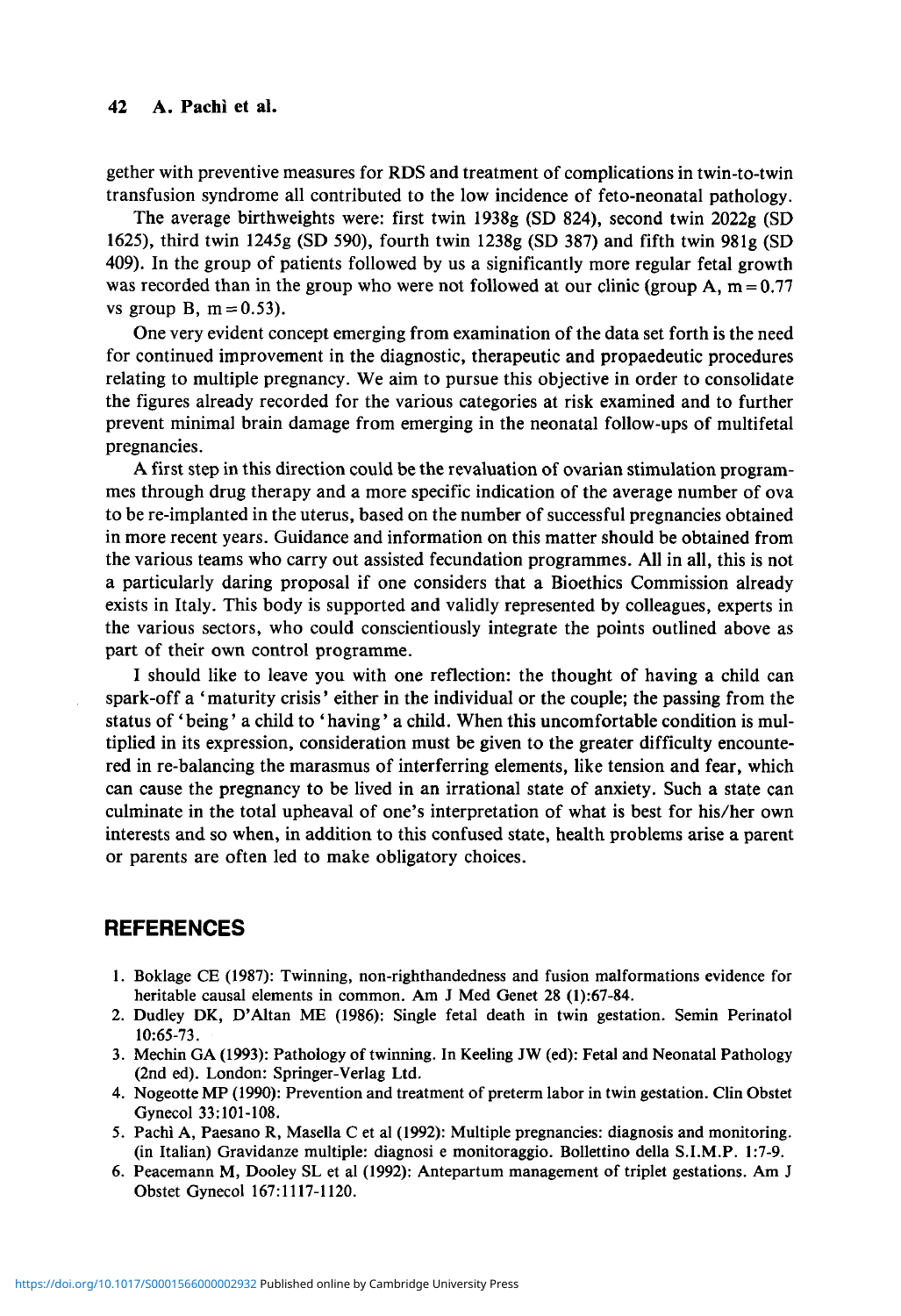gether with preventive measures for RDS and treatment of complications in twin-to-twin transfusion syndrome all contributed to the low incidence of feto-neonatal pathology.

The average birthweights were: first twin 1938g (SD 824), second twin 2022g (SD 1625), third twin 1245g (SD 590), fourth twin 1238g (SD 387) and fifth twin 981g (SD 409). In the group of patients followed by us a significantly more regular fetal growth was recorded than in the group who were not followed at our clinic (group A, $m = 0.77$ vs group B, $m = 0.53$).

One very evident concept emerging from examination of the data set forth is the need for continued improvement in the diagnostic, therapeutic and propaedeutic procedures relating to multiple pregnancy. We aim to pursue this objective in order to consolidate the figures already recorded for the various categories at risk examined and to further prevent minimal brain damage from emerging in the neonatal follow-ups of multifetal pregnancies.

A first step in this direction could be the revaluation of ovarian stimulation programmes through drug therapy and a more specific indication of the average number of ova to be re-implanted in the uterus, based on the number of successful pregnancies obtained in more recent years. Guidance and information on this matter should be obtained from the various teams who carry out assisted fecundation programmes. All in all, this is not a particularly daring proposal if one considers that a Bioethics Commission already exists in Italy. This body is supported and validly represented by colleagues, experts in the various sectors, who could conscientiously integrate the points outlined above as part of their own control programme.

I should like to leave you with one reflection: the thought of having a child can spark-off a 'maturity crisis' either in the individual or the couple; the passing from the status of 'being' a child to 'having' a child. When this uncomfortable condition is multiplied in its expression, consideration must be given to the greater difficulty encountered in re-balancing the marasmus of interfering elements, like tension and fear, which can cause the pregnancy to be lived in an irrational state of anxiety. Such a state can culminate in the total upheaval of one's interpretation of what is best for his/her own interests and so when, in addition to this confused state, health problems arise a parent or parents are often led to make obligatory choices.

## REFERENCES

1. Boklage CE (1987): Twinning, non-righthandedness and fusion malformations evidence for heritable causal elements in common. Am J Med Genet 28 (1):67-84.
2. Dudley DK, D'Altan ME (1986): Single fetal death in twin gestation. Semin Perinatol 10:65-73.
3. Mechin GA (1993): Pathology of twinning. In Keeling JW (ed): Fetal and Neonatal Pathology (2nd ed). London: Springer-Verlag Ltd.
4. Nogeotte MP (1990): Prevention and treatment of preterm labor in twin gestation. Clin Obstet Gynecol 33:101-108.
5. Pachì A, Paesano R, Masella C et al (1992): Multiple pregnancies: diagnosis and monitoring. (in Italian) Gravidanze multiple: diagnosi e monitoraggio. Bollettino della S.I.M.P. 1:7-9.
6. Peacemann M, Dooley SL et al (1992): Antepartum management of triplet gestations. Am J Obstet Gynecol 167:1117-1120.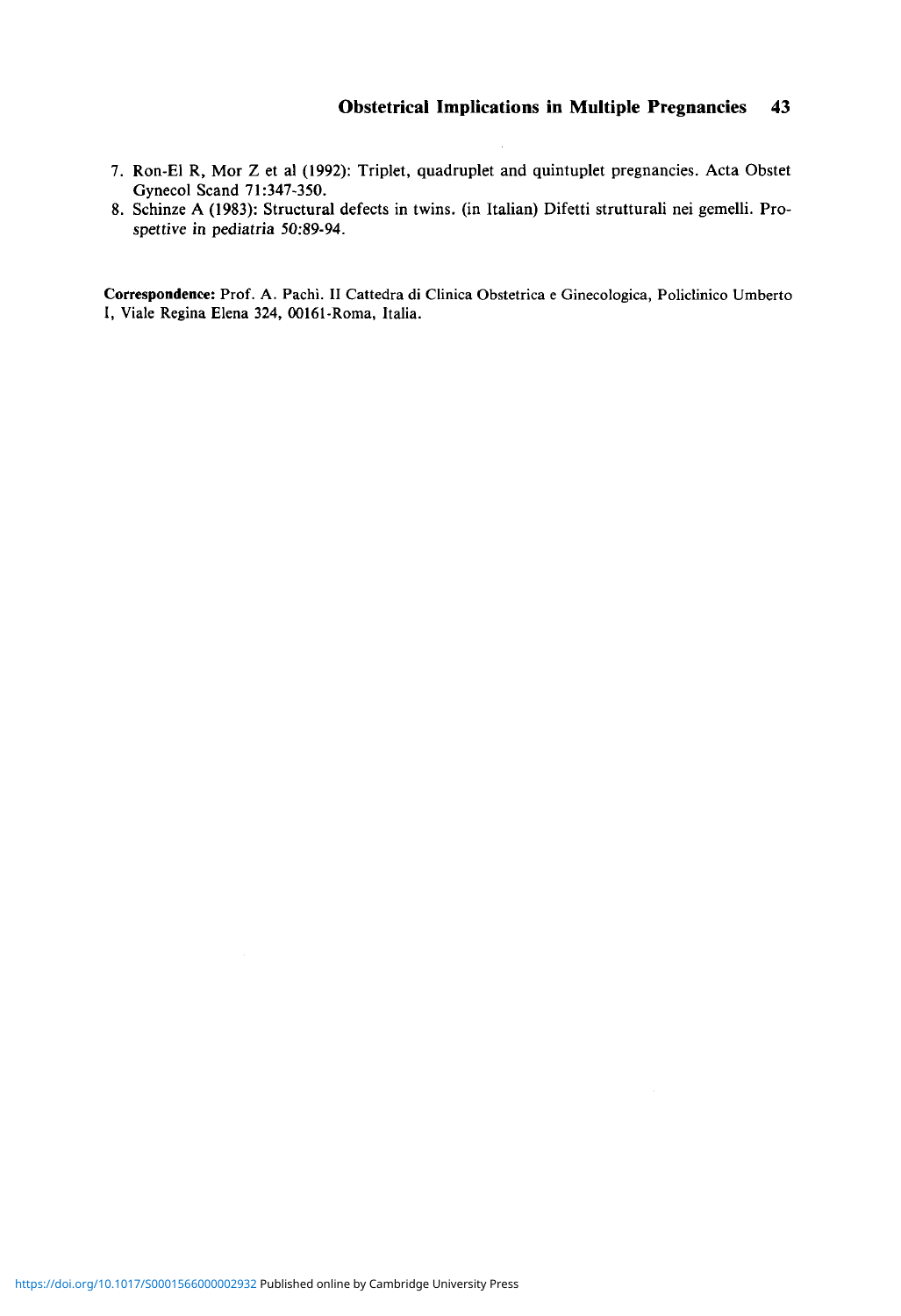7. Ron-El R, Mor Z et al (1992): Triplet, quadruplet and quintuplet pregnancies. Acta Obstet Gynecol Scand 71:347-350.
8. Schinze A (1983): Structural defects in twins. (in Italian) Difetti strutturali nei gemelli. *Prospettive in pediatria* 50:89-94.

**Correspondence:** Prof. A. Pachì. II Cattedra di Clinica Obstetrica e Ginecologica, Policlinico Umberto I, Viale Regina Elena 324, 00161-Roma, Italia.